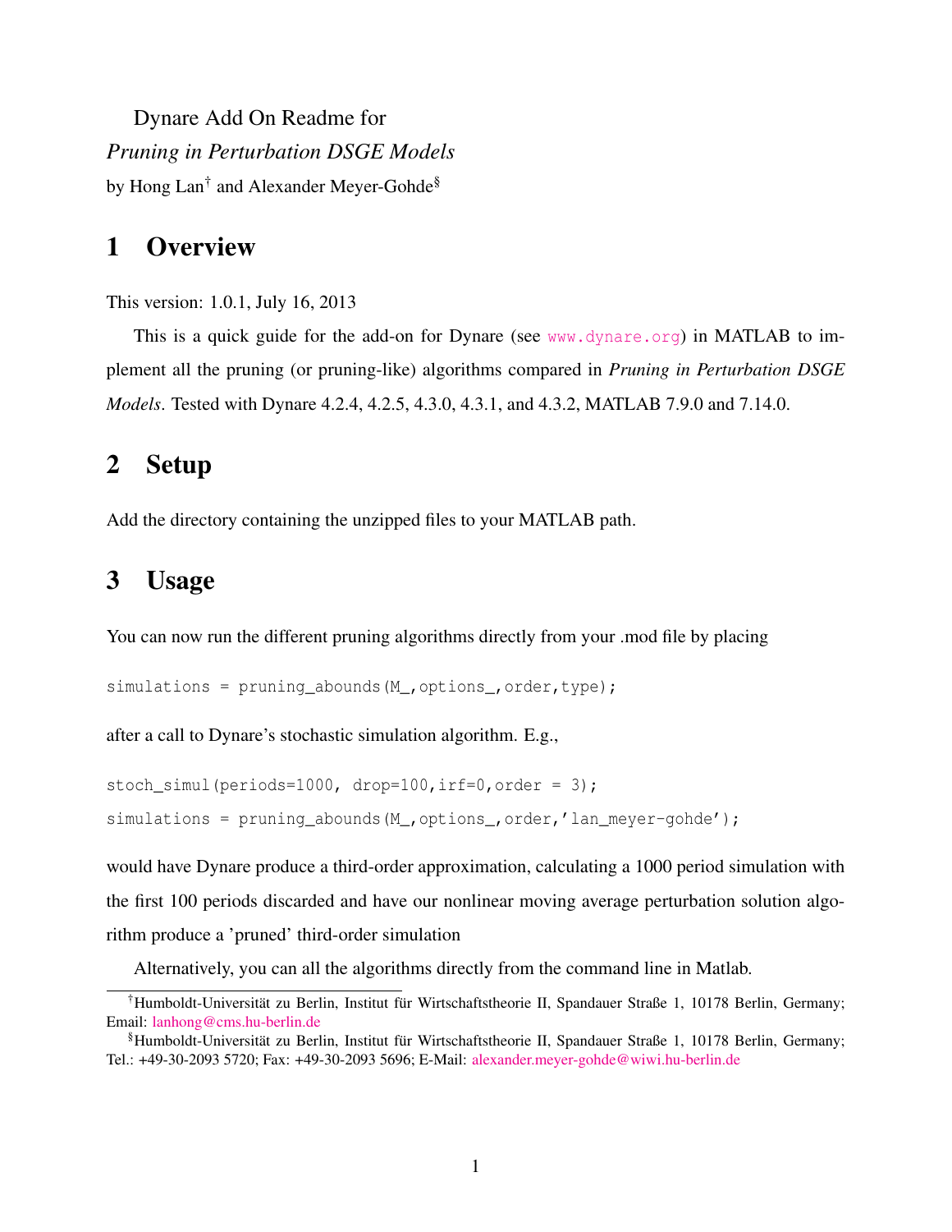Dynare Add On Readme for

*Pruning in Perturbation DSGE Models*

by Hong Lan[†] and Alexander Meyer-Gohde[§]

# 1 Overview

This version: 1.0.1, July 16, 2013

This is a quick guide for the add-on for Dynare (see www.dynare.org) in MATLAB to implement all the pruning (or pruning-like) algorithms compared in *Pruning in Perturbation DSGE Models*. Tested with Dynare 4.2.4, 4.2.5, 4.3.0, 4.3.1, and 4.3.2, MATLAB 7.9.0 and 7.14.0.

# 2 Setup

Add the directory containing the unzipped files to your MATLAB path.

# 3 Usage

You can now run the different pruning algorithms directly from your .mod file by placing

```
simulations = pruning_abounds(M_,options_,order,type);
```

after a call to Dynare's stochastic simulation algorithm. E.g.,

```
stoch_simul(periods=1000, drop=100,irf=0,order = 3);
simulations = pruning_abounds(M_,options_,order,'lan_meyer-gohde');
```

would have Dynare produce a third-order approximation, calculating a 1000 period simulation with the first 100 periods discarded and have our nonlinear moving average perturbation solution algorithm produce a 'pruned' third-order simulation

Alternatively, you can all the algorithms directly from the command line in Matlab.

---

[†]Humboldt-Universität zu Berlin, Institut für Wirtschaftstheorie II, Spandauer Straße 1, 10178 Berlin, Germany; Email: lanhong@cms.hu-berlin.de

[§]Humboldt-Universität zu Berlin, Institut für Wirtschaftstheorie II, Spandauer Straße 1, 10178 Berlin, Germany; Tel.: +49-30-2093 5720; Fax: +49-30-2093 5696; E-Mail: alexander.meyer-gohde@wiwi.hu-berlin.de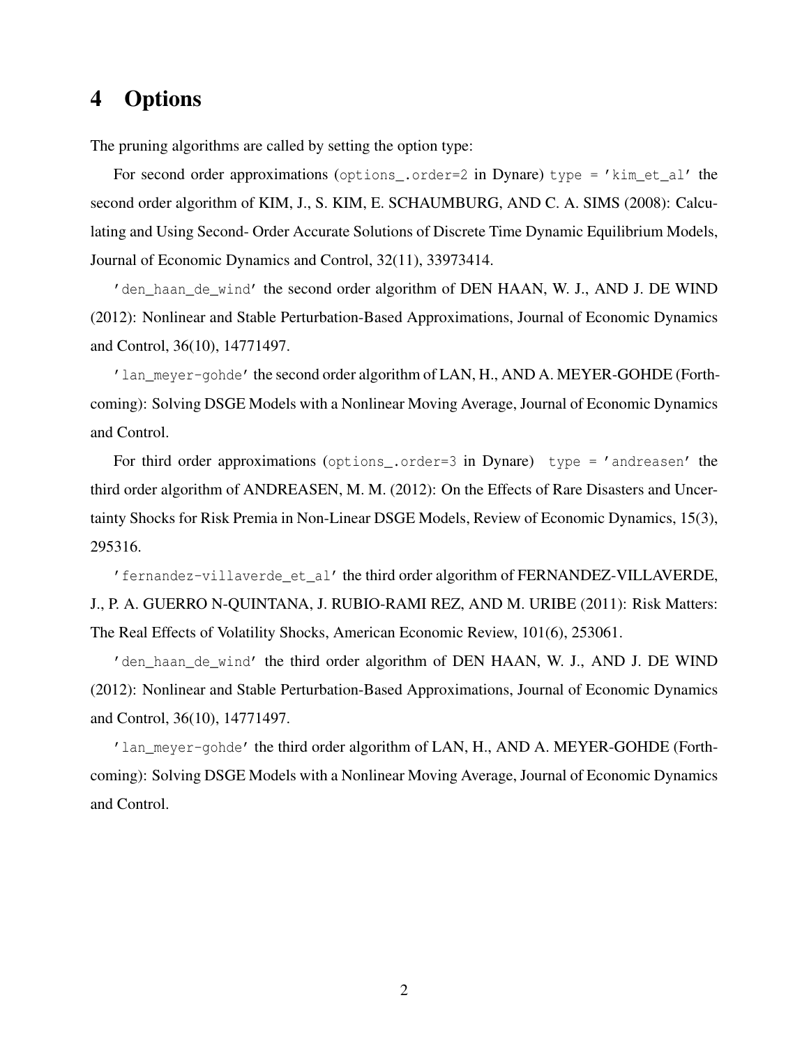# 4 Options

The pruning algorithms are called by setting the option type:

For second order approximations (`options_.order=2` in Dynare) `type = 'kim_et_al'` the second order algorithm of KIM, J., S. KIM, E. SCHAUMBURG, AND C. A. SIMS (2008): Calculating and Using Second- Order Accurate Solutions of Discrete Time Dynamic Equilibrium Models, Journal of Economic Dynamics and Control, 32(11), 33973414.

`'den_haan_de_wind'` the second order algorithm of DEN HAAN, W. J., AND J. DE WIND (2012): Nonlinear and Stable Perturbation-Based Approximations, Journal of Economic Dynamics and Control, 36(10), 14771497.

`'lan_meyer-gohde'` the second order algorithm of LAN, H., AND A. MEYER-GOHDE (Forthcoming): Solving DSGE Models with a Nonlinear Moving Average, Journal of Economic Dynamics and Control.

For third order approximations (`options_.order=3` in Dynare) `type = 'andreasen'` the third order algorithm of ANDREASEN, M. M. (2012): On the Effects of Rare Disasters and Uncertainty Shocks for Risk Premia in Non-Linear DSGE Models, Review of Economic Dynamics, 15(3), 295316.

`'fernandez-villaverde_et_al'` the third order algorithm of FERNANDEZ-VILLAVERDE, J., P. A. GUERRO N-QUINTANA, J. RUBIO-RAMI REZ, AND M. URIBE (2011): Risk Matters: The Real Effects of Volatility Shocks, American Economic Review, 101(6), 253061.

`'den_haan_de_wind'` the third order algorithm of DEN HAAN, W. J., AND J. DE WIND (2012): Nonlinear and Stable Perturbation-Based Approximations, Journal of Economic Dynamics and Control, 36(10), 14771497.

`'lan_meyer-gohde'` the third order algorithm of LAN, H., AND A. MEYER-GOHDE (Forthcoming): Solving DSGE Models with a Nonlinear Moving Average, Journal of Economic Dynamics and Control.